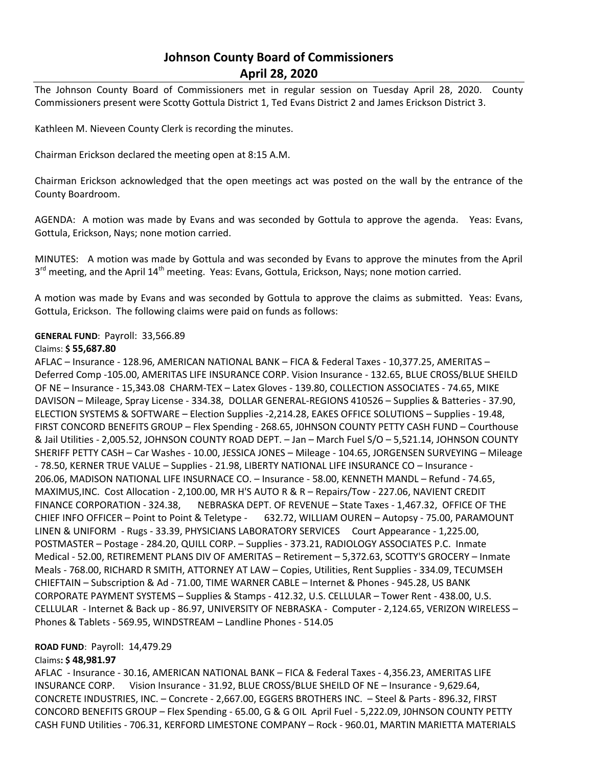# Johnson County Board of Commissioners
## April 28, 2020

The Johnson County Board of Commissioners met in regular session on Tuesday April 28, 2020. County Commissioners present were Scotty Gottula District 1, Ted Evans District 2 and James Erickson District 3.

Kathleen M. Nieveen County Clerk is recording the minutes.

Chairman Erickson declared the meeting open at 8:15 A.M.

Chairman Erickson acknowledged that the open meetings act was posted on the wall by the entrance of the County Boardroom.

AGENDA: A motion was made by Evans and was seconded by Gottula to approve the agenda. Yeas: Evans, Gottula, Erickson, Nays; none motion carried.

MINUTES: A motion was made by Gottula and was seconded by Evans to approve the minutes from the April 3rd meeting, and the April 14th meeting. Yeas: Evans, Gottula, Erickson, Nays; none motion carried.

A motion was made by Evans and was seconded by Gottula to approve the claims as submitted. Yeas: Evans, Gottula, Erickson. The following claims were paid on funds as follows:

**GENERAL FUND**: Payroll: 33,566.89

Claims: **$ 55,687.80**

AFLAC – Insurance - 128.96, AMERICAN NATIONAL BANK – FICA & Federal Taxes - 10,377.25, AMERITAS – Deferred Comp -105.00, AMERITAS LIFE INSURANCE CORP. Vision Insurance - 132.65, BLUE CROSS/BLUE SHEILD OF NE – Insurance - 15,343.08 CHARM-TEX – Latex Gloves - 139.80, COLLECTION ASSOCIATES - 74.65, MIKE DAVISON – Mileage, Spray License - 334.38, DOLLAR GENERAL-REGIONS 410526 – Supplies & Batteries - 37.90, ELECTION SYSTEMS & SOFTWARE – Election Supplies -2,214.28, EAKES OFFICE SOLUTIONS – Supplies - 19.48, FIRST CONCORD BENEFITS GROUP – Flex Spending - 268.65, J0HNSON COUNTY PETTY CASH FUND – Courthouse & Jail Utilities - 2,005.52, JOHNSON COUNTY ROAD DEPT. – Jan – March Fuel S/O – 5,521.14, JOHNSON COUNTY SHERIFF PETTY CASH – Car Washes - 10.00, JESSICA JONES – Mileage - 104.65, JORGENSEN SURVEYING – Mileage - 78.50, KERNER TRUE VALUE – Supplies - 21.98, LIBERTY NATIONAL LIFE INSURANCE CO – Insurance - 206.06, MADISON NATIONAL LIFE INSURNACE CO. – Insurance - 58.00, KENNETH MANDL – Refund - 74.65, MAXIMUS,INC. Cost Allocation - 2,100.00, MR H'S AUTO R & R – Repairs/Tow - 227.06, NAVIENT CREDIT FINANCE CORPORATION - 324.38, NEBRASKA DEPT. OF REVENUE – State Taxes - 1,467.32, OFFICE OF THE CHIEF INFO OFFICER – Point to Point & Teletype - 632.72, WILLIAM OUREN – Autopsy - 75.00, PARAMOUNT LINEN & UNIFORM - Rugs - 33.39, PHYSICIANS LABORATORY SERVICES Court Appearance - 1,225.00, POSTMASTER – Postage - 284.20, QUILL CORP. – Supplies - 373.21, RADIOLOGY ASSOCIATES P.C. Inmate Medical - 52.00, RETIREMENT PLANS DIV OF AMERITAS – Retirement – 5,372.63, SCOTTY'S GROCERY – Inmate Meals - 768.00, RICHARD R SMITH, ATTORNEY AT LAW – Copies, Utilities, Rent Supplies - 334.09, TECUMSEH CHIEFTAIN – Subscription & Ad - 71.00, TIME WARNER CABLE – Internet & Phones - 945.28, US BANK CORPORATE PAYMENT SYSTEMS – Supplies & Stamps - 412.32, U.S. CELLULAR – Tower Rent - 438.00, U.S. CELLULAR - Internet & Back up - 86.97, UNIVERSITY OF NEBRASKA - Computer - 2,124.65, VERIZON WIRELESS – Phones & Tablets - 569.95, WINDSTREAM – Landline Phones - 514.05

**ROAD FUND**: Payroll: 14,479.29

Claims**: $ 48,981.97**

AFLAC - Insurance - 30.16, AMERICAN NATIONAL BANK – FICA & Federal Taxes - 4,356.23, AMERITAS LIFE INSURANCE CORP. Vision Insurance - 31.92, BLUE CROSS/BLUE SHEILD OF NE – Insurance - 9,629.64, CONCRETE INDUSTRIES, INC. – Concrete - 2,667.00, EGGERS BROTHERS INC. – Steel & Parts - 896.32, FIRST CONCORD BENEFITS GROUP – Flex Spending - 65.00, G & G OIL April Fuel - 5,222.09, J0HNSON COUNTY PETTY CASH FUND Utilities - 706.31, KERFORD LIMESTONE COMPANY – Rock - 960.01, MARTIN MARIETTA MATERIALS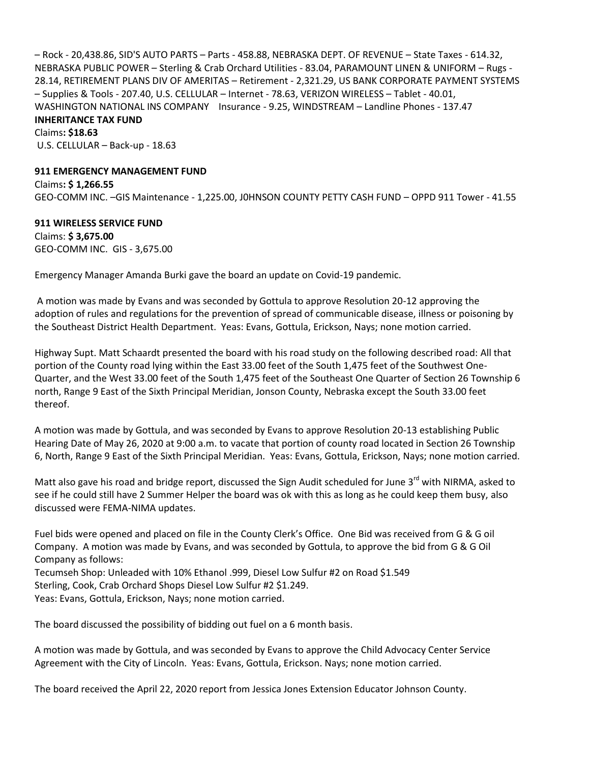– Rock - 20,438.86, SID'S AUTO PARTS – Parts - 458.88, NEBRASKA DEPT. OF REVENUE – State Taxes - 614.32, NEBRASKA PUBLIC POWER – Sterling & Crab Orchard Utilities - 83.04, PARAMOUNT LINEN & UNIFORM – Rugs - 28.14, RETIREMENT PLANS DIV OF AMERITAS – Retirement - 2,321.29, US BANK CORPORATE PAYMENT SYSTEMS – Supplies & Tools - 207.40, U.S. CELLULAR – Internet - 78.63, VERIZON WIRELESS – Tablet - 40.01, WASHINGTON NATIONAL INS COMPANY Insurance - 9.25, WINDSTREAM – Landline Phones - 137.47

**INHERITANCE TAX FUND**

Claims**: $18.63**

U.S. CELLULAR – Back-up - 18.63

**911 EMERGENCY MANAGEMENT FUND**

Claims**: $ 1,266.55**

GEO-COMM INC. –GIS Maintenance - 1,225.00, J0HNSON COUNTY PETTY CASH FUND – OPPD 911 Tower - 41.55

**911 WIRELESS SERVICE FUND**

Claims: **$ 3,675.00**

GEO-COMM INC. GIS - 3,675.00

Emergency Manager Amanda Burki gave the board an update on Covid-19 pandemic.

A motion was made by Evans and was seconded by Gottula to approve Resolution 20-12 approving the adoption of rules and regulations for the prevention of spread of communicable disease, illness or poisoning by the Southeast District Health Department. Yeas: Evans, Gottula, Erickson, Nays; none motion carried.

Highway Supt. Matt Schaardt presented the board with his road study on the following described road: All that portion of the County road lying within the East 33.00 feet of the South 1,475 feet of the Southwest One-Quarter, and the West 33.00 feet of the South 1,475 feet of the Southeast One Quarter of Section 26 Township 6 north, Range 9 East of the Sixth Principal Meridian, Jonson County, Nebraska except the South 33.00 feet thereof.

A motion was made by Gottula, and was seconded by Evans to approve Resolution 20-13 establishing Public Hearing Date of May 26, 2020 at 9:00 a.m. to vacate that portion of county road located in Section 26 Township 6, North, Range 9 East of the Sixth Principal Meridian. Yeas: Evans, Gottula, Erickson, Nays; none motion carried.

Matt also gave his road and bridge report, discussed the Sign Audit scheduled for June 3rd with NIRMA, asked to see if he could still have 2 Summer Helper the board was ok with this as long as he could keep them busy, also discussed were FEMA-NIMA updates.

Fuel bids were opened and placed on file in the County Clerk's Office. One Bid was received from G & G oil Company. A motion was made by Evans, and was seconded by Gottula, to approve the bid from G & G Oil Company as follows:

Tecumseh Shop: Unleaded with 10% Ethanol .999, Diesel Low Sulfur #2 on Road $1.549

Sterling, Cook, Crab Orchard Shops Diesel Low Sulfur #2 $1.249.

Yeas: Evans, Gottula, Erickson, Nays; none motion carried.

The board discussed the possibility of bidding out fuel on a 6 month basis.

A motion was made by Gottula, and was seconded by Evans to approve the Child Advocacy Center Service Agreement with the City of Lincoln. Yeas: Evans, Gottula, Erickson. Nays; none motion carried.

The board received the April 22, 2020 report from Jessica Jones Extension Educator Johnson County.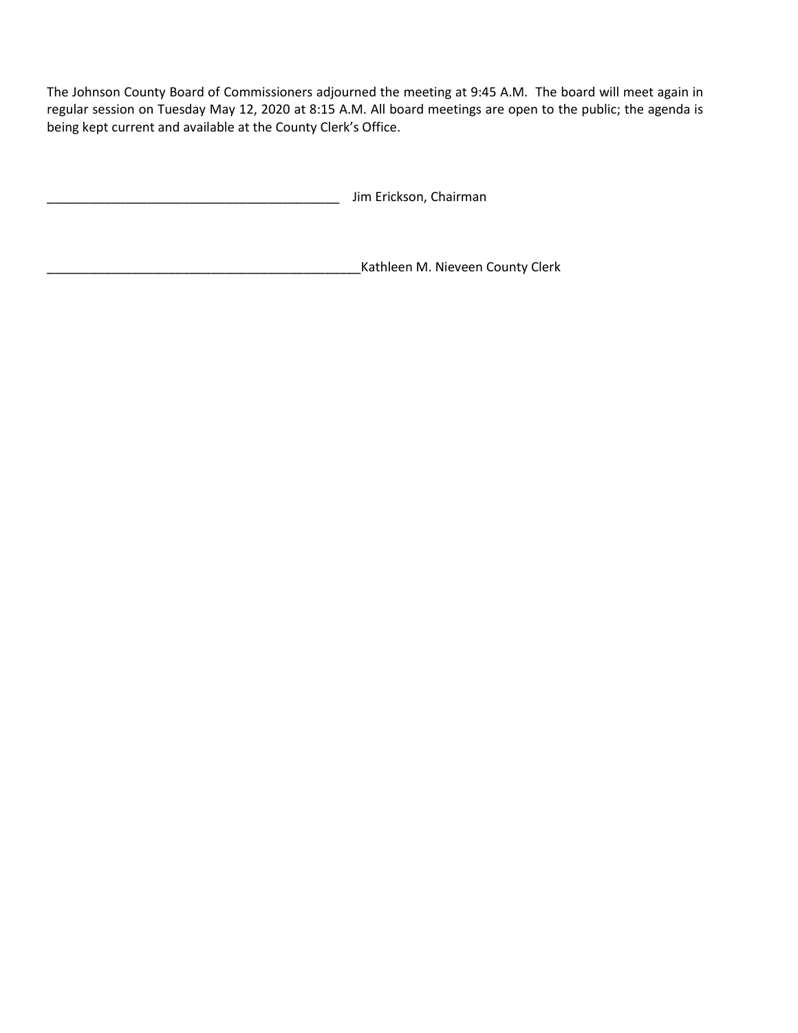The Johnson County Board of Commissioners adjourned the meeting at 9:45 A.M. The board will meet again in regular session on Tuesday May 12, 2020 at 8:15 A.M. All board meetings are open to the public; the agenda is being kept current and available at the County Clerk's Office.

_________________________________________ Jim Erickson, Chairman

____________________________________________Kathleen M. Nieveen County Clerk